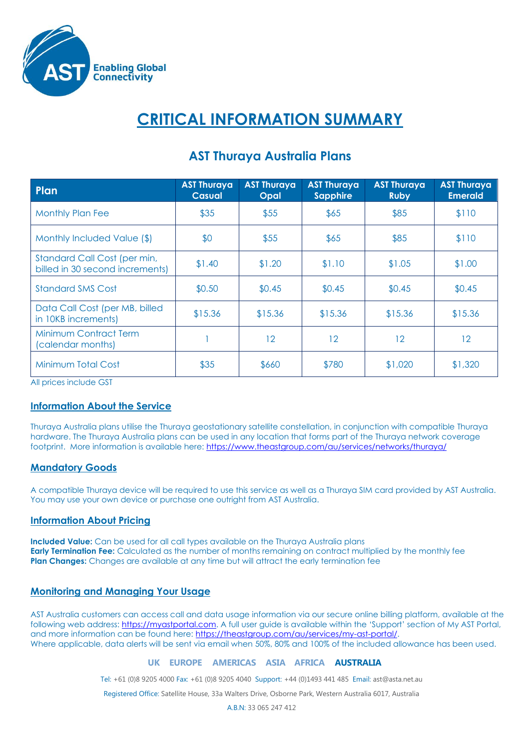# CRITICAL INFORMATION SUMMARY

## AST Thuraya Australia Plans

| Plan | AST Thuraya Casual | AST Thuraya Opal | AST Thuraya Sapphire | AST Thuraya Ruby | AST Thuraya Emerald |
|---|---|---|---|---|---|
| Monthly Plan Fee | $35 | $55 | $65 | $85 | $110 |
| Monthly Included Value ($) | $0 | $55 | $65 | $85 | $110 |
| Standard Call Cost (per min, billed in 30 second increments) | $1.40 | $1.20 | $1.10 | $1.05 | $1.00 |
| Standard SMS Cost | $0.50 | $0.45 | $0.45 | $0.45 | $0.45 |
| Data Call Cost (per MB, billed in 10KB increments) | $15.36 | $15.36 | $15.36 | $15.36 | $15.36 |
| Minimum Contract Term (calendar months) | 1 | 12 | 12 | 12 | 12 |
| Minimum Total Cost | $35 | $660 | $780 | $1,020 | $1,320 |

All prices include GST

### Information About the Service

Thuraya Australia plans utilise the Thuraya geostationary satellite constellation, in conjunction with compatible Thuraya hardware. The Thuraya Australia plans can be used in any location that forms part of the Thuraya network coverage footprint. More information is available here: https://www.theastgroup.com/au/services/networks/thuraya/

### Mandatory Goods

A compatible Thuraya device will be required to use this service as well as a Thuraya SIM card provided by AST Australia. You may use your own device or purchase one outright from AST Australia.

### Information About Pricing

**Included Value:** Can be used for all call types available on the Thuraya Australia plans
**Early Termination Fee:** Calculated as the number of months remaining on contract multiplied by the monthly fee
**Plan Changes:** Changes are available at any time but will attract the early termination fee

### Monitoring and Managing Your Usage

AST Australia customers can access call and data usage information via our secure online billing platform, available at the following web address: https://myastportal.com. A full user guide is available within the 'Support' section of My AST Portal, and more information can be found here: https://theastgroup.com/au/services/my-ast-portal/.
Where applicable, data alerts will be sent via email when 50%, 80% and 100% of the included allowance has been used.

UK EUROPE AMERICAS ASIA AFRICA **AUSTRALIA**

Tel: +61 (0)8 9205 4000 Fax: +61 (0)8 9205 4040 Support: +44 (0)1493 441 485 Email: ast@asta.net.au

Registered Office: Satellite House, 33a Walters Drive, Osborne Park, Western Australia 6017, Australia

A.B.N: 33 065 247 412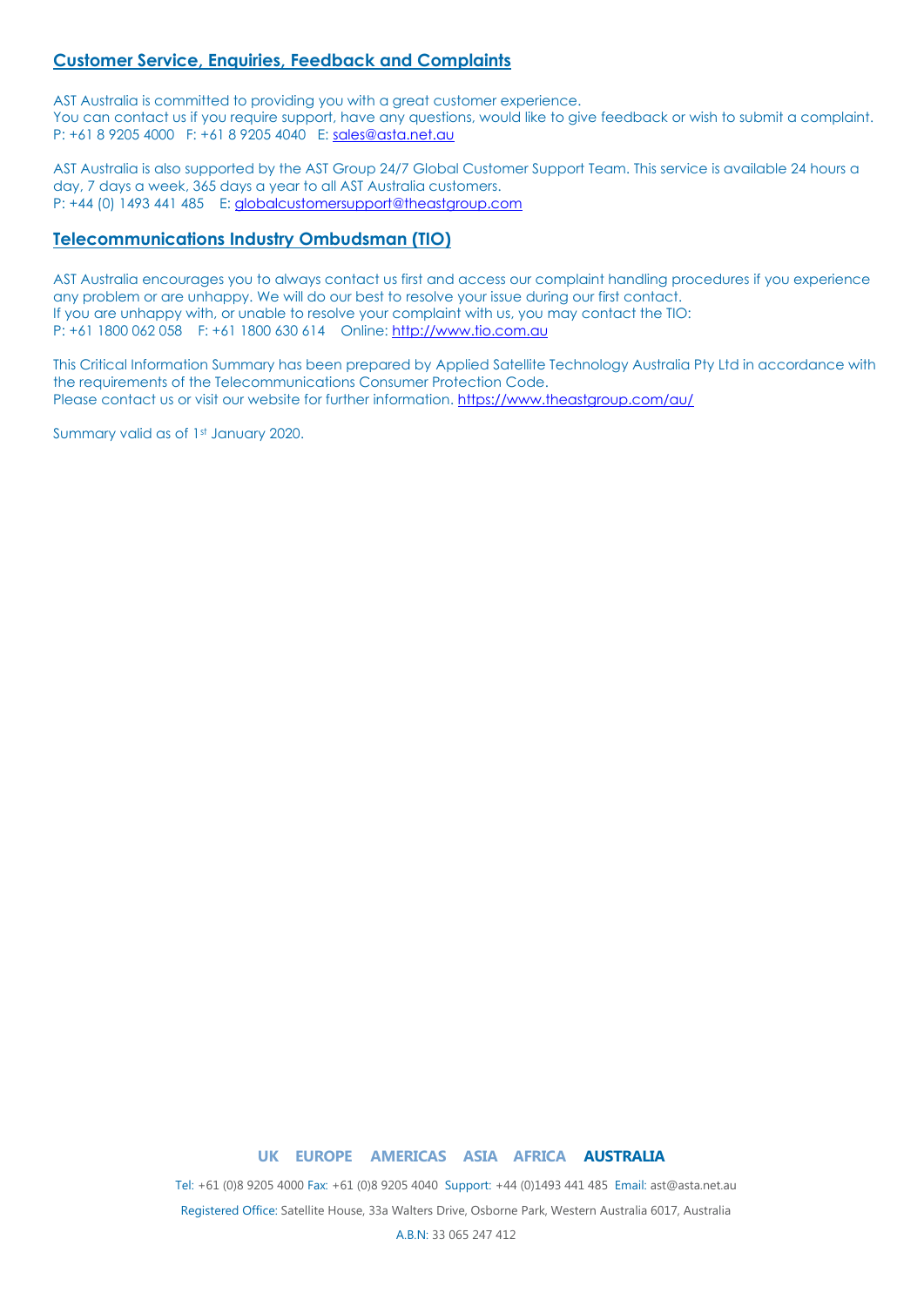## Customer Service, Enquiries, Feedback and Complaints

AST Australia is committed to providing you with a great customer experience.
You can contact us if you require support, have any questions, would like to give feedback or wish to submit a complaint.
P: +61 8 9205 4000 F: +61 8 9205 4040 E: sales@asta.net.au

AST Australia is also supported by the AST Group 24/7 Global Customer Support Team. This service is available 24 hours a day, 7 days a week, 365 days a year to all AST Australia customers.
P: +44 (0) 1493 441 485 E: globalcustomersupport@theastgroup.com

## Telecommunications Industry Ombudsman (TIO)

AST Australia encourages you to always contact us first and access our complaint handling procedures if you experience any problem or are unhappy. We will do our best to resolve your issue during our first contact.
If you are unhappy with, or unable to resolve your complaint with us, you may contact the TIO:
P: +61 1800 062 058 F: +61 1800 630 614 Online: http://www.tio.com.au

This Critical Information Summary has been prepared by Applied Satellite Technology Australia Pty Ltd in accordance with the requirements of the Telecommunications Consumer Protection Code.
Please contact us or visit our website for further information. https://www.theastgroup.com/au/

Summary valid as of 1st January 2020.

UK EUROPE AMERICAS ASIA AFRICA **AUSTRALIA**

Tel: +61 (0)8 9205 4000 Fax: +61 (0)8 9205 4040 Support: +44 (0)1493 441 485 Email: ast@asta.net.au

Registered Office: Satellite House, 33a Walters Drive, Osborne Park, Western Australia 6017, Australia

A.B.N: 33 065 247 412